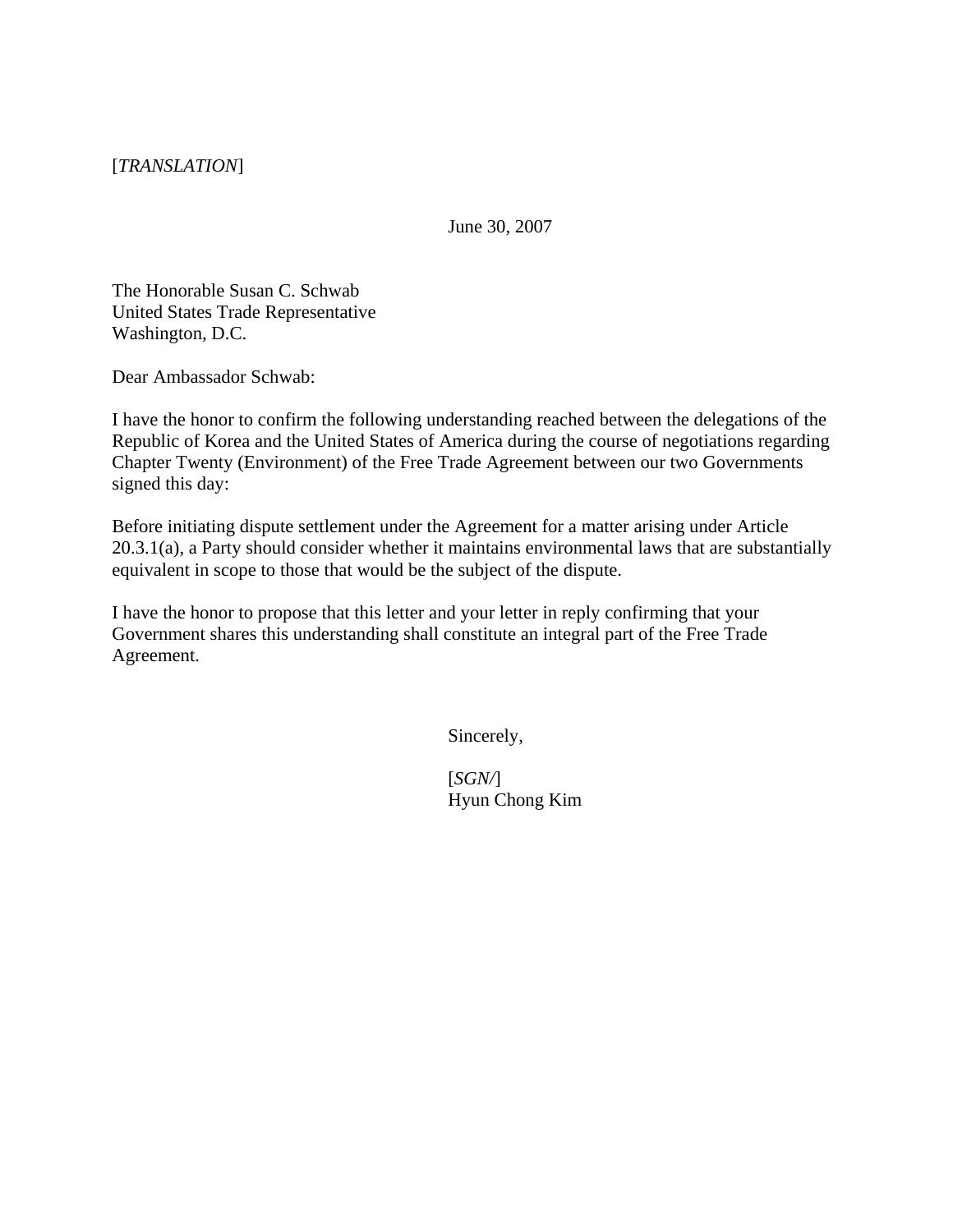[*TRANSLATION*]

June 30, 2007

The Honorable Susan C. Schwab
United States Trade Representative
Washington, D.C.

Dear Ambassador Schwab:

I have the honor to confirm the following understanding reached between the delegations of the Republic of Korea and the United States of America during the course of negotiations regarding Chapter Twenty (Environment) of the Free Trade Agreement between our two Governments signed this day:

Before initiating dispute settlement under the Agreement for a matter arising under Article 20.3.1(a), a Party should consider whether it maintains environmental laws that are substantially equivalent in scope to those that would be the subject of the dispute.

I have the honor to propose that this letter and your letter in reply confirming that your Government shares this understanding shall constitute an integral part of the Free Trade Agreement.

Sincerely,

[*SGN/*]
Hyun Chong Kim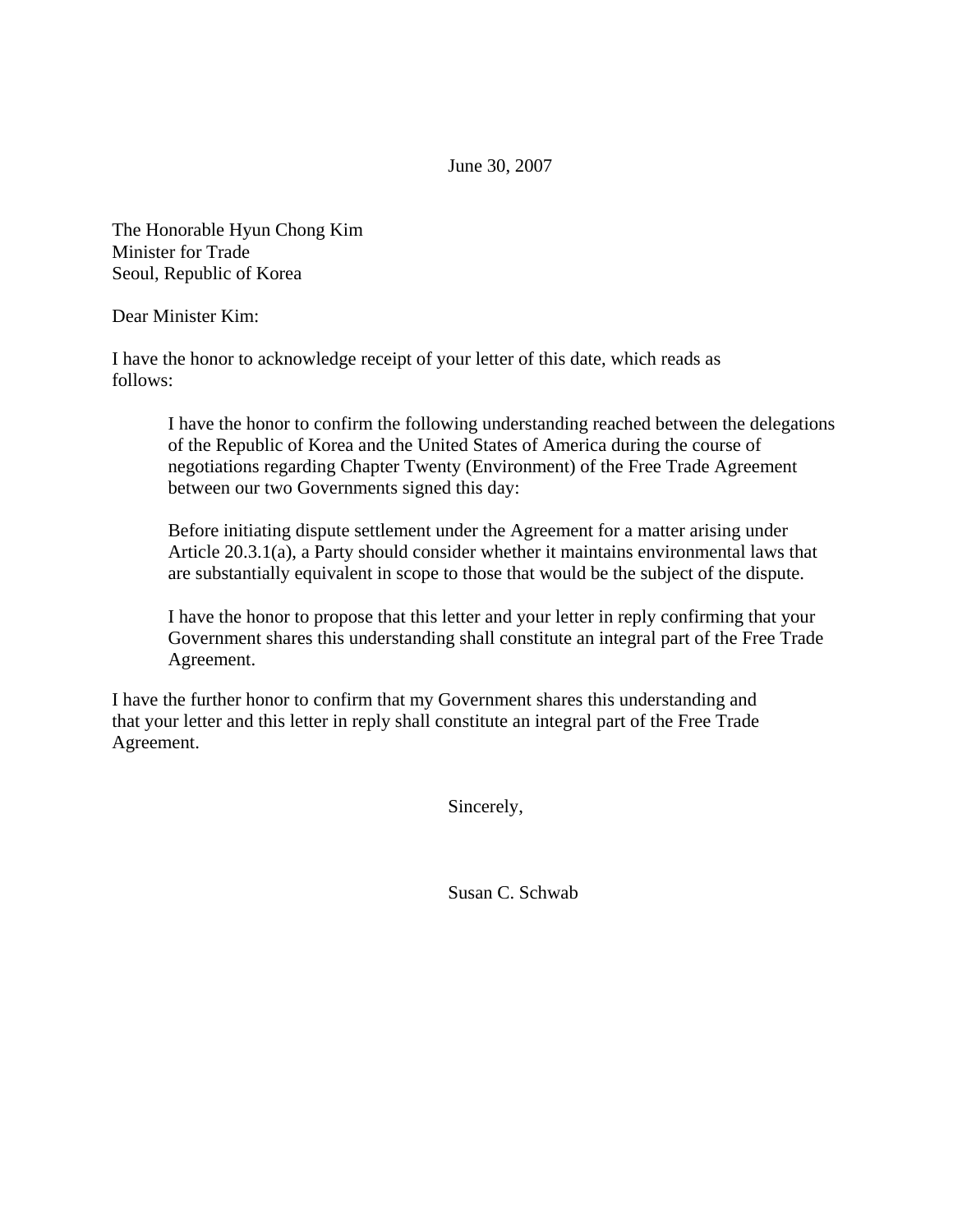June 30, 2007

The Honorable Hyun Chong Kim
Minister for Trade
Seoul, Republic of Korea

Dear Minister Kim:

I have the honor to acknowledge receipt of your letter of this date, which reads as follows:

> I have the honor to confirm the following understanding reached between the delegations of the Republic of Korea and the United States of America during the course of negotiations regarding Chapter Twenty (Environment) of the Free Trade Agreement between our two Governments signed this day:
>
> Before initiating dispute settlement under the Agreement for a matter arising under Article 20.3.1(a), a Party should consider whether it maintains environmental laws that are substantially equivalent in scope to those that would be the subject of the dispute.
>
> I have the honor to propose that this letter and your letter in reply confirming that your Government shares this understanding shall constitute an integral part of the Free Trade Agreement.

I have the further honor to confirm that my Government shares this understanding and that your letter and this letter in reply shall constitute an integral part of the Free Trade Agreement.

Sincerely,

Susan C. Schwab